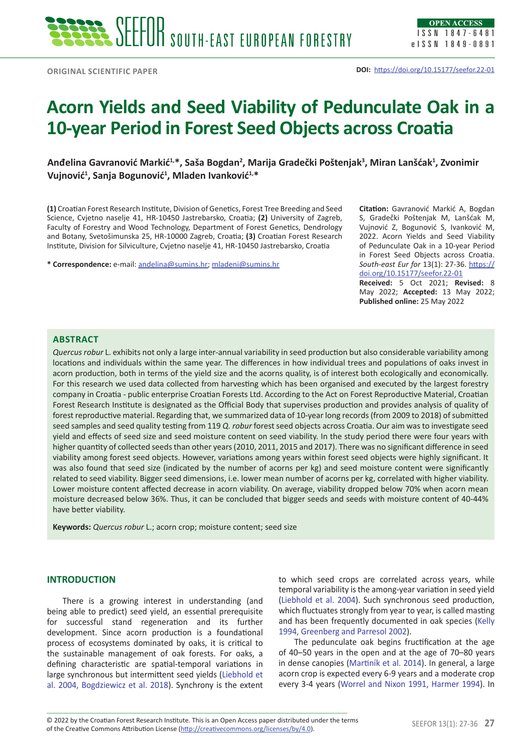ORIGINAL SCIENTIFIC PAPER

**DOI:** https://doi.org/10.15177/seefor.22-01

# Acorn Yields and Seed Viability of Pedunculate Oak in a 10-year Period in Forest Seed Objects across Croatia

**Anđelina Gavranović Markić[1,*], Saša Bogdan[2], Marija Gradečki Poštenjak[3], Miran Lanšćak[1], Zvonimir Vujnović[1], Sanja Bogunović[1], Mladen Ivanković[1,*]**

**(1)** Croatian Forest Research Institute, Division of Genetics, Forest Tree Breeding and Seed Science, Cvjetno naselje 41, HR-10450 Jastrebarsko, Croatia; **(2)** University of Zagreb, Faculty of Forestry and Wood Technology, Department of Forest Genetics, Dendrology and Botany, Svetošimunska 25, HR-10000 Zagreb, Croatia; **(3)** Croatian Forest Research Institute, Division for Silviculture, Cvjetno naselje 41, HR-10450 Jastrebarsko, Croatia

**\* Correspondence:** e-mail: andelina@sumins.hr; mladeni@sumins.hr

**Citation:** Gavranović Markić A, Bogdan S, Gradečki Poštenjak M, Lanšćak M, Vujnović Z, Bogunović S, Ivanković M, 2022. Acorn Yields and Seed Viability of Pedunculate Oak in a 10-year Period in Forest Seed Objects across Croatia. *South-east Eur for* 13(1): 27-36. https://doi.org/10.15177/seefor.22-01

**Received:** 5 Oct 2021; **Revised:** 8 May 2022; **Accepted:** 13 May 2022; **Published online:** 25 May 2022

## ABSTRACT

*Quercus robur* L. exhibits not only a large inter-annual variability in seed production but also considerable variability among locations and individuals within the same year. The differences in how individual trees and populations of oaks invest in acorn production, both in terms of the yield size and the acorns quality, is of interest both ecologically and economically. For this research we used data collected from harvesting which has been organised and executed by the largest forestry company in Croatia - public enterprise Croatian Forests Ltd. According to the Act on Forest Reproductive Material, Croatian Forest Research Institute is designated as the Official Body that supervises production and provides analysis of quality of forest reproductive material. Regarding that, we summarized data of 10-year long records (from 2009 to 2018) of submitted seed samples and seed quality testing from 119 *Q. robur* forest seed objects across Croatia. Our aim was to investigate seed yield and effects of seed size and seed moisture content on seed viability. In the study period there were four years with higher quantity of collected seeds than other years (2010, 2011, 2015 and 2017). There was no significant difference in seed viability among forest seed objects. However, variations among years within forest seed objects were highly significant. It was also found that seed size (indicated by the number of acorns per kg) and seed moisture content were significantly related to seed viability. Bigger seed dimensions, i.e. lower mean number of acorns per kg, correlated with higher viability. Lower moisture content affected decrease in acorn viability. On average, viability dropped below 70% when acorn mean moisture decreased below 36%. Thus, it can be concluded that bigger seeds and seeds with moisture content of 40-44% have better viability.

**Keywords:** *Quercus robur* L.; acorn crop; moisture content; seed size

## INTRODUCTION

There is a growing interest in understanding (and being able to predict) seed yield, an essential prerequisite for successful stand regeneration and its further development. Since acorn production is a foundational process of ecosystems dominated by oaks, it is critical to the sustainable management of oak forests. For oaks, a defining characteristic are spatial-temporal variations in large synchronous but intermittent seed yields (Liebhold et al. 2004, Bogdziewicz et al. 2018). Synchrony is the extent to which seed crops are correlated across years, while temporal variability is the among-year variation in seed yield (Liebhold et al. 2004). Such synchronous seed production, which fluctuates strongly from year to year, is called masting and has been frequently documented in oak species (Kelly 1994, Greenberg and Parresol 2002).

The pedunculate oak begins fructification at the age of 40–50 years in the open and at the age of 70–80 years in dense canopies (Martiník et al. 2014). In general, a large acorn crop is expected every 6-9 years and a moderate crop every 3-4 years (Worrel and Nixon 1991, Harmer 1994). In

© 2022 by the Croatian Forest Research Institute. This is an Open Access paper distributed under the terms of the Creative Commons Attribution License (http://creativecommons.org/licenses/by/4.0).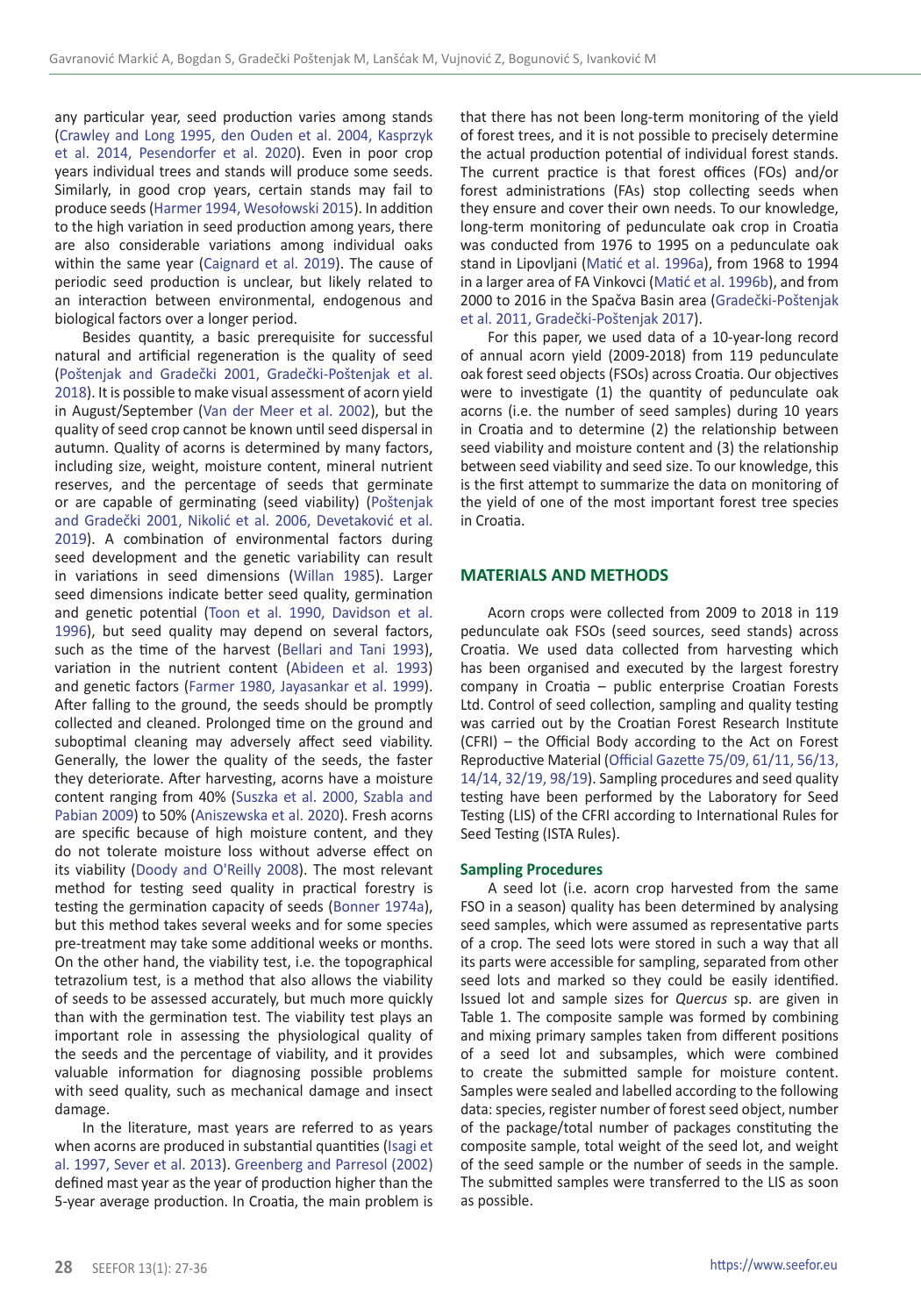any particular year, seed production varies among stands (Crawley and Long 1995, den Ouden et al. 2004, Kasprzyk et al. 2014, Pesendorfer et al. 2020). Even in poor crop years individual trees and stands will produce some seeds. Similarly, in good crop years, certain stands may fail to produce seeds (Harmer 1994, Wesołowski 2015). In addition to the high variation in seed production among years, there are also considerable variations among individual oaks within the same year (Caignard et al. 2019). The cause of periodic seed production is unclear, but likely related to an interaction between environmental, endogenous and biological factors over a longer period.

Besides quantity, a basic prerequisite for successful natural and artificial regeneration is the quality of seed (Poštenjak and Gradečki 2001, Gradečki-Poštenjak et al. 2018). It is possible to make visual assessment of acorn yield in August/September (Van der Meer et al. 2002), but the quality of seed crop cannot be known until seed dispersal in autumn. Quality of acorns is determined by many factors, including size, weight, moisture content, mineral nutrient reserves, and the percentage of seeds that germinate or are capable of germinating (seed viability) (Poštenjak and Gradečki 2001, Nikolić et al. 2006, Devetaković et al. 2019). A combination of environmental factors during seed development and the genetic variability can result in variations in seed dimensions (Willan 1985). Larger seed dimensions indicate better seed quality, germination and genetic potential (Toon et al. 1990, Davidson et al. 1996), but seed quality may depend on several factors, such as the time of the harvest (Bellari and Tani 1993), variation in the nutrient content (Abideen et al. 1993) and genetic factors (Farmer 1980, Jayasankar et al. 1999). After falling to the ground, the seeds should be promptly collected and cleaned. Prolonged time on the ground and suboptimal cleaning may adversely affect seed viability. Generally, the lower the quality of the seeds, the faster they deteriorate. After harvesting, acorns have a moisture content ranging from 40% (Suszka et al. 2000, Szabla and Pabian 2009) to 50% (Aniszewska et al. 2020). Fresh acorns are specific because of high moisture content, and they do not tolerate moisture loss without adverse effect on its viability (Doody and O'Reilly 2008). The most relevant method for testing seed quality in practical forestry is testing the germination capacity of seeds (Bonner 1974a), but this method takes several weeks and for some species pre-treatment may take some additional weeks or months. On the other hand, the viability test, i.e. the topographical tetrazolium test, is a method that also allows the viability of seeds to be assessed accurately, but much more quickly than with the germination test. The viability test plays an important role in assessing the physiological quality of the seeds and the percentage of viability, and it provides valuable information for diagnosing possible problems with seed quality, such as mechanical damage and insect damage.

In the literature, mast years are referred to as years when acorns are produced in substantial quantities (Isagi et al. 1997, Sever et al. 2013). Greenberg and Parresol (2002) defined mast year as the year of production higher than the 5-year average production. In Croatia, the main problem is that there has not been long-term monitoring of the yield of forest trees, and it is not possible to precisely determine the actual production potential of individual forest stands. The current practice is that forest offices (FOs) and/or forest administrations (FAs) stop collecting seeds when they ensure and cover their own needs. To our knowledge, long-term monitoring of pedunculate oak crop in Croatia was conducted from 1976 to 1995 on a pedunculate oak stand in Lipovljani (Matić et al. 1996a), from 1968 to 1994 in a larger area of FA Vinkovci (Matić et al. 1996b), and from 2000 to 2016 in the Spačva Basin area (Gradečki-Poštenjak et al. 2011, Gradečki-Poštenjak 2017).

For this paper, we used data of a 10-year-long record of annual acorn yield (2009-2018) from 119 pedunculate oak forest seed objects (FSOs) across Croatia. Our objectives were to investigate (1) the quantity of pedunculate oak acorns (i.e. the number of seed samples) during 10 years in Croatia and to determine (2) the relationship between seed viability and moisture content and (3) the relationship between seed viability and seed size. To our knowledge, this is the first attempt to summarize the data on monitoring of the yield of one of the most important forest tree species in Croatia.

## MATERIALS AND METHODS

Acorn crops were collected from 2009 to 2018 in 119 pedunculate oak FSOs (seed sources, seed stands) across Croatia. We used data collected from harvesting which has been organised and executed by the largest forestry company in Croatia – public enterprise Croatian Forests Ltd. Control of seed collection, sampling and quality testing was carried out by the Croatian Forest Research Institute (CFRI) – the Official Body according to the Act on Forest Reproductive Material (Official Gazette 75/09, 61/11, 56/13, 14/14, 32/19, 98/19). Sampling procedures and seed quality testing have been performed by the Laboratory for Seed Testing (LIS) of the CFRI according to International Rules for Seed Testing (ISTA Rules).

### Sampling Procedures

A seed lot (i.e. acorn crop harvested from the same FSO in a season) quality has been determined by analysing seed samples, which were assumed as representative parts of a crop. The seed lots were stored in such a way that all its parts were accessible for sampling, separated from other seed lots and marked so they could be easily identified. Issued lot and sample sizes for *Quercus* sp. are given in Table 1. The composite sample was formed by combining and mixing primary samples taken from different positions of a seed lot and subsamples, which were combined to create the submitted sample for moisture content. Samples were sealed and labelled according to the following data: species, register number of forest seed object, number of the package/total number of packages constituting the composite sample, total weight of the seed lot, and weight of the seed sample or the number of seeds in the sample. The submitted samples were transferred to the LIS as soon as possible.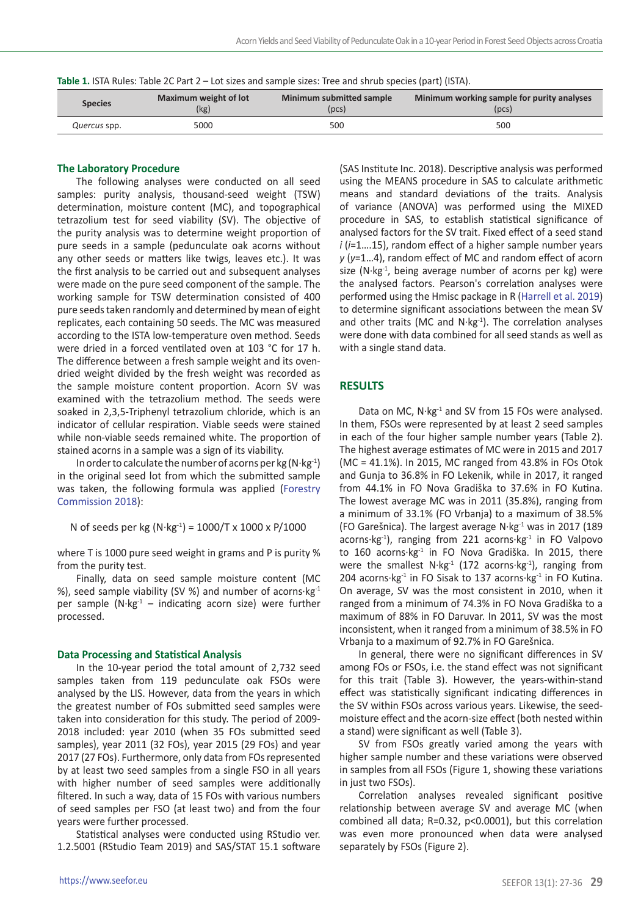**Table 1.** ISTA Rules: Table 2C Part 2 – Lot sizes and sample sizes: Tree and shrub species (part) (ISTA).

| Species | Maximum weight of lot (kg) | Minimum submitted sample (pcs) | Minimum working sample for purity analyses (pcs) |
|---|---|---|---|
| *Quercus* spp. | 5000 | 500 | 500 |

### The Laboratory Procedure

The following analyses were conducted on all seed samples: purity analysis, thousand-seed weight (TSW) determination, moisture content (MC), and topographical tetrazolium test for seed viability (SV). The objective of the purity analysis was to determine weight proportion of pure seeds in a sample (pedunculate oak acorns without any other seeds or matters like twigs, leaves etc.). It was the first analysis to be carried out and subsequent analyses were made on the pure seed component of the sample. The working sample for TSW determination consisted of 400 pure seeds taken randomly and determined by mean of eight replicates, each containing 50 seeds. The MC was measured according to the ISTA low-temperature oven method. Seeds were dried in a forced ventilated oven at 103 °C for 17 h. The difference between a fresh sample weight and its oven-dried weight divided by the fresh weight was recorded as the sample moisture content proportion. Acorn SV was examined with the tetrazolium method. The seeds were soaked in 2,3,5-Triphenyl tetrazolium chloride, which is an indicator of cellular respiration. Viable seeds were stained while non-viable seeds remained white. The proportion of stained acorns in a sample was a sign of its viability.

In order to calculate the number of acorns per kg ($N \cdot kg^{-1}$) in the original seed lot from which the submitted sample was taken, the following formula was applied (Forestry Commission 2018):

$$\text{N of seeds per kg } (N \cdot kg^{-1}) = 1000/T \times 1000 \times P/1000$$

where T is 1000 pure seed weight in grams and P is purity % from the purity test.

Finally, data on seed sample moisture content (MC %), seed sample viability (SV %) and number of acorns$\cdot kg^{-1}$ per sample ($N \cdot kg^{-1}$ – indicating acorn size) were further processed.

### Data Processing and Statistical Analysis

In the 10-year period the total amount of 2,732 seed samples taken from 119 pedunculate oak FSOs were analysed by the LIS. However, data from the years in which the greatest number of FOs submitted seed samples were taken into consideration for this study. The period of 2009-2018 included: year 2010 (when 35 FOs submitted seed samples), year 2011 (32 FOs), year 2015 (29 FOs) and year 2017 (27 FOs). Furthermore, only data from FOs represented by at least two seed samples from a single FSO in all years with higher number of seed samples were additionally filtered. In such a way, data of 15 FOs with various numbers of seed samples per FSO (at least two) and from the four years were further processed.

Statistical analyses were conducted using RStudio ver. 1.2.5001 (RStudio Team 2019) and SAS/STAT 15.1 software (SAS Institute Inc. 2018). Descriptive analysis was performed using the MEANS procedure in SAS to calculate arithmetic means and standard deviations of the traits. Analysis of variance (ANOVA) was performed using the MIXED procedure in SAS, to establish statistical significance of analysed factors for the SV trait. Fixed effect of a seed stand $i$ ($i$=1….15), random effect of a higher sample number years $y$ ($y$=1…4), random effect of MC and random effect of acorn size ($N \cdot kg^{-1}$, being average number of acorns per kg) were the analysed factors. Pearson's correlation analyses were performed using the Hmisc package in R (Harrell et al. 2019) to determine significant associations between the mean SV and other traits (MC and $N \cdot kg^{-1}$). The correlation analyses were done with data combined for all seed stands as well as with a single stand data.

## RESULTS

Data on MC, $N \cdot kg^{-1}$ and SV from 15 FOs were analysed. In them, FSOs were represented by at least 2 seed samples in each of the four higher sample number years (Table 2). The highest average estimates of MC were in 2015 and 2017 (MC = 41.1%). In 2015, MC ranged from 43.8% in FOs Otok and Gunja to 36.8% in FO Lekenik, while in 2017, it ranged from 44.1% in FO Nova Gradiška to 37.6% in FO Kutina. The lowest average MC was in 2011 (35.8%), ranging from a minimum of 33.1% (FO Vrbanja) to a maximum of 38.5% (FO Garešnica). The largest average $N \cdot kg^{-1}$ was in 2017 (189 acorns$\cdot kg^{-1}$), ranging from 221 acorns$\cdot kg^{-1}$ in FO Valpovo to 160 acorns$\cdot kg^{-1}$ in FO Nova Gradiška. In 2015, there were the smallest $N \cdot kg^{-1}$ (172 acorns$\cdot kg^{-1}$), ranging from 204 acorns$\cdot kg^{-1}$ in FO Sisak to 137 acorns$\cdot kg^{-1}$ in FO Kutina. On average, SV was the most consistent in 2010, when it ranged from a minimum of 74.3% in FO Nova Gradiška to a maximum of 88% in FO Daruvar. In 2011, SV was the most inconsistent, when it ranged from a minimum of 38.5% in FO Vrbanja to a maximum of 92.7% in FO Garešnica.

In general, there were no significant differences in SV among FOs or FSOs, i.e. the stand effect was not significant for this trait (Table 3). However, the years-within-stand effect was statistically significant indicating differences in the SV within FSOs across various years. Likewise, the seed-moisture effect and the acorn-size effect (both nested within a stand) were significant as well (Table 3).

SV from FSOs greatly varied among the years with higher sample number and these variations were observed in samples from all FSOs (Figure 1, showing these variations in just two FSOs).

Correlation analyses revealed significant positive relationship between average SV and average MC (when combined data; R=0.32, p<0.0001), but this correlation was even more pronounced when data were analysed separately by FSOs (Figure 2).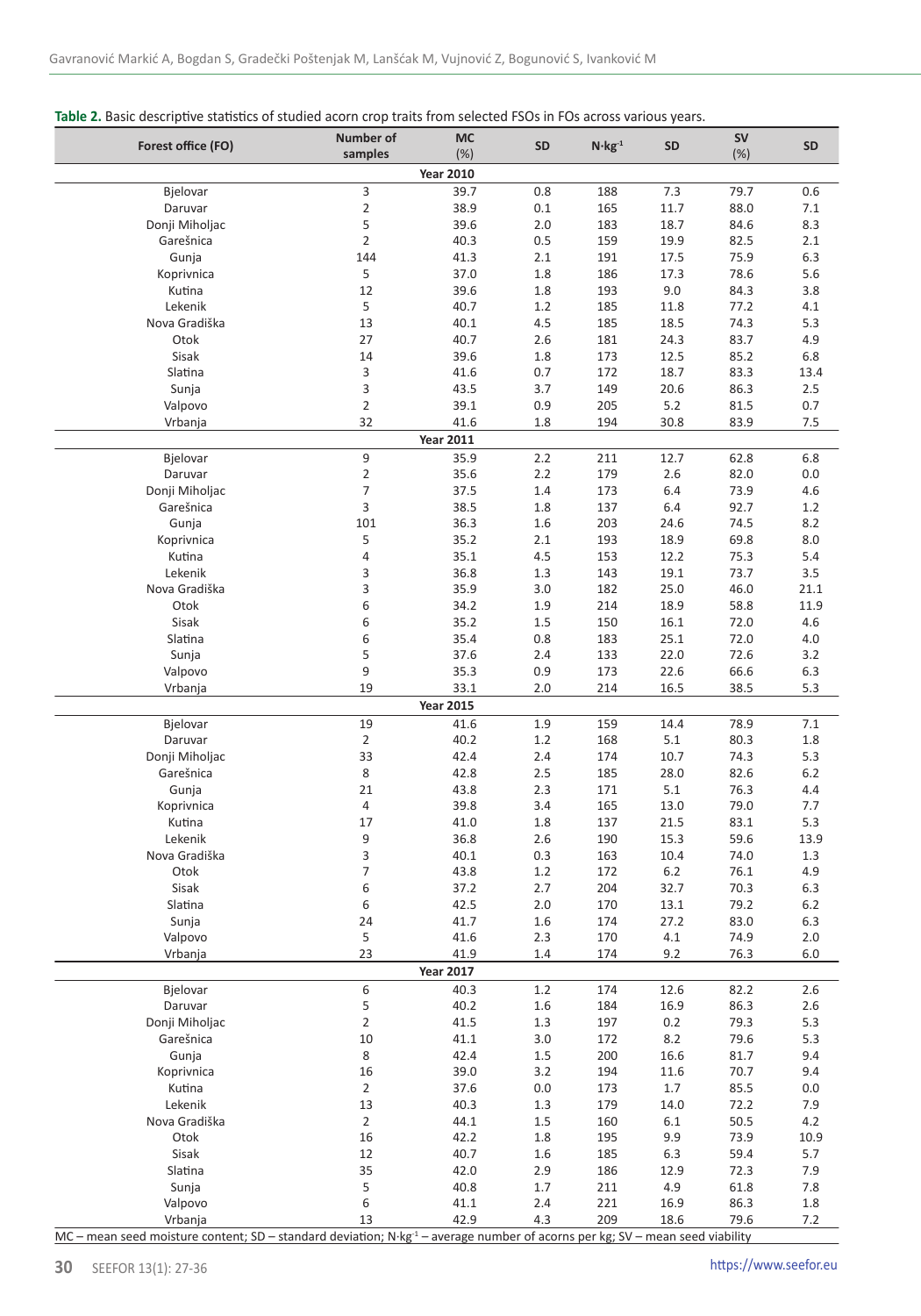**Table 2.** Basic descriptive statistics of studied acorn crop traits from selected FSOs in FOs across various years.

| Forest office (FO) | Number of samples | MC (%) | SD | $N \cdot kg^{-1}$ | SD | SV (%) | SD |
|---|---|---|---|---|---|---|---|
| **Year 2010** | | | | | | | |
| Bjelovar | 3 | 39.7 | 0.8 | 188 | 7.3 | 79.7 | 0.6 |
| Daruvar | 2 | 38.9 | 0.1 | 165 | 11.7 | 88.0 | 7.1 |
| Donji Miholjac | 5 | 39.6 | 2.0 | 183 | 18.7 | 84.6 | 8.3 |
| Garešnica | 2 | 40.3 | 0.5 | 159 | 19.9 | 82.5 | 2.1 |
| Gunja | 144 | 41.3 | 2.1 | 191 | 17.5 | 75.9 | 6.3 |
| Koprivnica | 5 | 37.0 | 1.8 | 186 | 17.3 | 78.6 | 5.6 |
| Kutina | 12 | 39.6 | 1.8 | 193 | 9.0 | 84.3 | 3.8 |
| Lekenik | 5 | 40.7 | 1.2 | 185 | 11.8 | 77.2 | 4.1 |
| Nova Gradiška | 13 | 40.1 | 4.5 | 185 | 18.5 | 74.3 | 5.3 |
| Otok | 27 | 40.7 | 2.6 | 181 | 24.3 | 83.7 | 4.9 |
| Sisak | 14 | 39.6 | 1.8 | 173 | 12.5 | 85.2 | 6.8 |
| Slatina | 3 | 41.6 | 0.7 | 172 | 18.7 | 83.3 | 13.4 |
| Sunja | 3 | 43.5 | 3.7 | 149 | 20.6 | 86.3 | 2.5 |
| Valpovo | 2 | 39.1 | 0.9 | 205 | 5.2 | 81.5 | 0.7 |
| Vrbanja | 32 | 41.6 | 1.8 | 194 | 30.8 | 83.9 | 7.5 |
| **Year 2011** | | | | | | | |
| Bjelovar | 9 | 35.9 | 2.2 | 211 | 12.7 | 62.8 | 6.8 |
| Daruvar | 2 | 35.6 | 2.2 | 179 | 2.6 | 82.0 | 0.0 |
| Donji Miholjac | 7 | 37.5 | 1.4 | 173 | 6.4 | 73.9 | 4.6 |
| Garešnica | 3 | 38.5 | 1.8 | 137 | 6.4 | 92.7 | 1.2 |
| Gunja | 101 | 36.3 | 1.6 | 203 | 24.6 | 74.5 | 8.2 |
| Koprivnica | 5 | 35.2 | 2.1 | 193 | 18.9 | 69.8 | 8.0 |
| Kutina | 4 | 35.1 | 4.5 | 153 | 12.2 | 75.3 | 5.4 |
| Lekenik | 3 | 36.8 | 1.3 | 143 | 19.1 | 73.7 | 3.5 |
| Nova Gradiška | 3 | 35.9 | 3.0 | 182 | 25.0 | 46.0 | 21.1 |
| Otok | 6 | 34.2 | 1.9 | 214 | 18.9 | 58.8 | 11.9 |
| Sisak | 6 | 35.2 | 1.5 | 150 | 16.1 | 72.0 | 4.6 |
| Slatina | 6 | 35.4 | 0.8 | 183 | 25.1 | 72.0 | 4.0 |
| Sunja | 5 | 37.6 | 2.4 | 133 | 22.0 | 72.6 | 3.2 |
| Valpovo | 9 | 35.3 | 0.9 | 173 | 22.6 | 66.6 | 6.3 |
| Vrbanja | 19 | 33.1 | 2.0 | 214 | 16.5 | 38.5 | 5.3 |
| **Year 2015** | | | | | | | |
| Bjelovar | 19 | 41.6 | 1.9 | 159 | 14.4 | 78.9 | 7.1 |
| Daruvar | 2 | 40.2 | 1.2 | 168 | 5.1 | 80.3 | 1.8 |
| Donji Miholjac | 33 | 42.4 | 2.4 | 174 | 10.7 | 74.3 | 5.3 |
| Garešnica | 8 | 42.8 | 2.5 | 185 | 28.0 | 82.6 | 6.2 |
| Gunja | 21 | 43.8 | 2.3 | 171 | 5.1 | 76.3 | 4.4 |
| Koprivnica | 4 | 39.8 | 3.4 | 165 | 13.0 | 79.0 | 7.7 |
| Kutina | 17 | 41.0 | 1.8 | 137 | 21.5 | 83.1 | 5.3 |
| Lekenik | 9 | 36.8 | 2.6 | 190 | 15.3 | 59.6 | 13.9 |
| Nova Gradiška | 3 | 40.1 | 0.3 | 163 | 10.4 | 74.0 | 1.3 |
| Otok | 7 | 43.8 | 1.2 | 172 | 6.2 | 76.1 | 4.9 |
| Sisak | 6 | 37.2 | 2.7 | 204 | 32.7 | 70.3 | 6.3 |
| Slatina | 6 | 42.5 | 2.0 | 170 | 13.1 | 79.2 | 6.2 |
| Sunja | 24 | 41.7 | 1.6 | 174 | 27.2 | 83.0 | 6.3 |
| Valpovo | 5 | 41.6 | 2.3 | 170 | 4.1 | 74.9 | 2.0 |
| Vrbanja | 23 | 41.9 | 1.4 | 174 | 9.2 | 76.3 | 6.0 |
| **Year 2017** | | | | | | | |
| Bjelovar | 6 | 40.3 | 1.2 | 174 | 12.6 | 82.2 | 2.6 |
| Daruvar | 5 | 40.2 | 1.6 | 184 | 16.9 | 86.3 | 2.6 |
| Donji Miholjac | 2 | 41.5 | 1.3 | 197 | 0.2 | 79.3 | 5.3 |
| Garešnica | 10 | 41.1 | 3.0 | 172 | 8.2 | 79.6 | 5.3 |
| Gunja | 8 | 42.4 | 1.5 | 200 | 16.6 | 81.7 | 9.4 |
| Koprivnica | 16 | 39.0 | 3.2 | 194 | 11.6 | 70.7 | 9.4 |
| Kutina | 2 | 37.6 | 0.0 | 173 | 1.7 | 85.5 | 0.0 |
| Lekenik | 13 | 40.3 | 1.3 | 179 | 14.0 | 72.2 | 7.9 |
| Nova Gradiška | 2 | 44.1 | 1.5 | 160 | 6.1 | 50.5 | 4.2 |
| Otok | 16 | 42.2 | 1.8 | 195 | 9.9 | 73.9 | 10.9 |
| Sisak | 12 | 40.7 | 1.6 | 185 | 6.3 | 59.4 | 5.7 |
| Slatina | 35 | 42.0 | 2.9 | 186 | 12.9 | 72.3 | 7.9 |
| Sunja | 5 | 40.8 | 1.7 | 211 | 4.9 | 61.8 | 7.8 |
| Valpovo | 6 | 41.1 | 2.4 | 221 | 16.9 | 86.3 | 1.8 |
| Vrbanja | 13 | 42.9 | 4.3 | 209 | 18.6 | 79.6 | 7.2 |

MC – mean seed moisture content; SD – standard deviation; $N \cdot kg^{-1}$ – average number of acorns per kg; SV – mean seed viability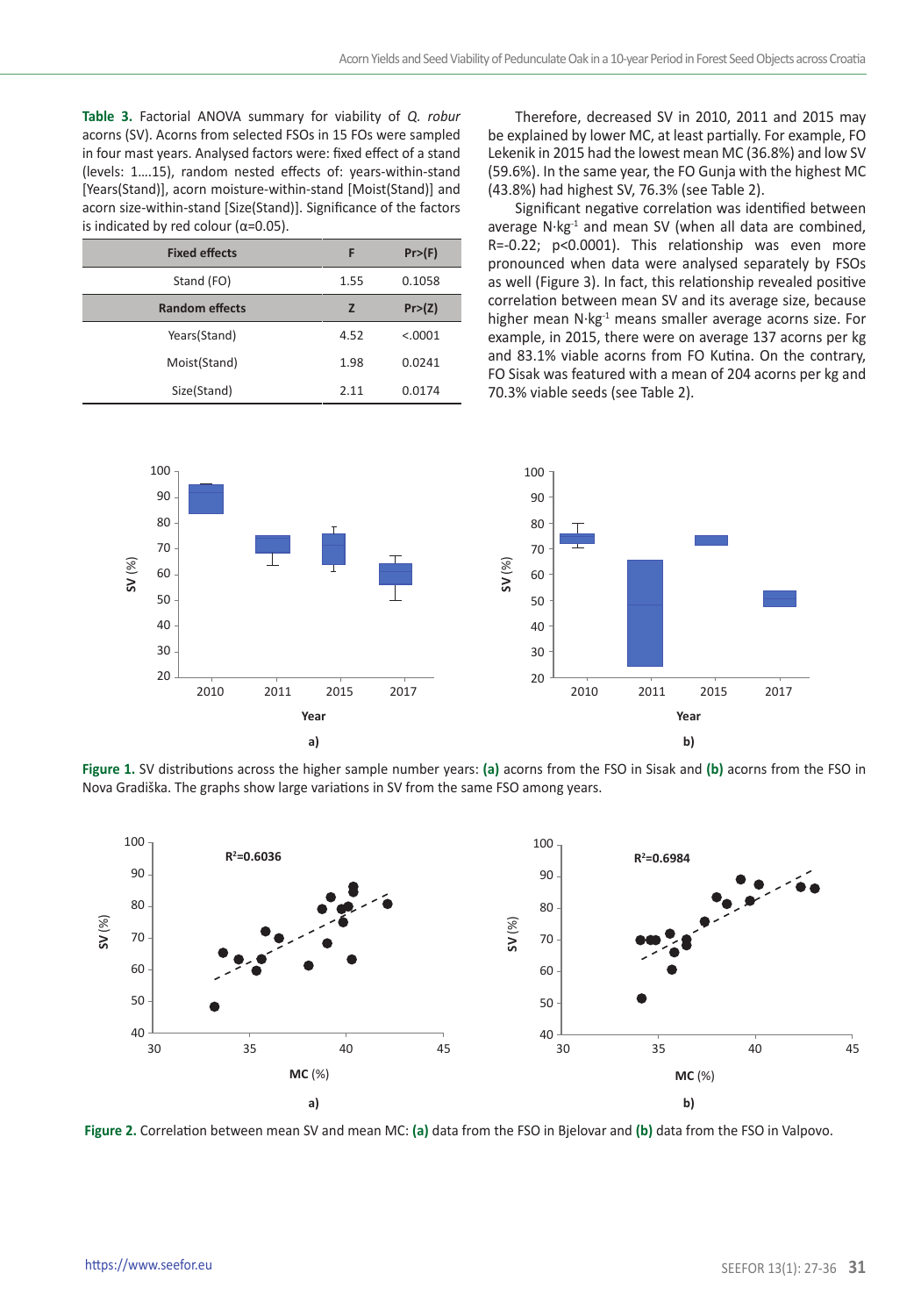**Table 3.** Factorial ANOVA summary for viability of *Q. robur* acorns (SV). Acorns from selected FSOs in 15 FOs were sampled in four mast years. Analysed factors were: fixed effect of a stand (levels: 1….15), random nested effects of: years-within-stand [Years(Stand)], acorn moisture-within-stand [Moist(Stand)] and acorn size-within-stand [Size(Stand)]. Significance of the factors is indicated by red colour (α=0.05).

| Fixed effects | F | Pr>(F) |
|---|---|---|
| Stand (FO) | 1.55 | 0.1058 |
| **Random effects** | **Z** | **Pr>(Z)** |
| Years(Stand) | 4.52 | <.0001 |
| Moist(Stand) | 1.98 | 0.0241 |
| Size(Stand) | 2.11 | 0.0174 |

Therefore, decreased SV in 2010, 2011 and 2015 may be explained by lower MC, at least partially. For example, FO Lekenik in 2015 had the lowest mean MC (36.8%) and low SV (59.6%). In the same year, the FO Gunja with the highest MC (43.8%) had highest SV, 76.3% (see Table 2).

Significant negative correlation was identified between average N·kg$^{-1}$ and mean SV (when all data are combined, R=-0.22; p<0.0001). This relationship was even more pronounced when data were analysed separately by FSOs as well (Figure 3). In fact, this relationship revealed positive correlation between mean SV and its average size, because higher mean N·kg$^{-1}$ means smaller average acorns size. For example, in 2015, there were on average 137 acorns per kg and 83.1% viable acorns from FO Kutina. On the contrary, FO Sisak was featured with a mean of 204 acorns per kg and 70.3% viable seeds (see Table 2).

**Figure 1.** SV distributions across the higher sample number years: **(a)** acorns from the FSO in Sisak and **(b)** acorns from the FSO in Nova Gradiška. The graphs show large variations in SV from the same FSO among years.

**Figure 2.** Correlation between mean SV and mean MC: **(a)** data from the FSO in Bjelovar and **(b)** data from the FSO in Valpovo.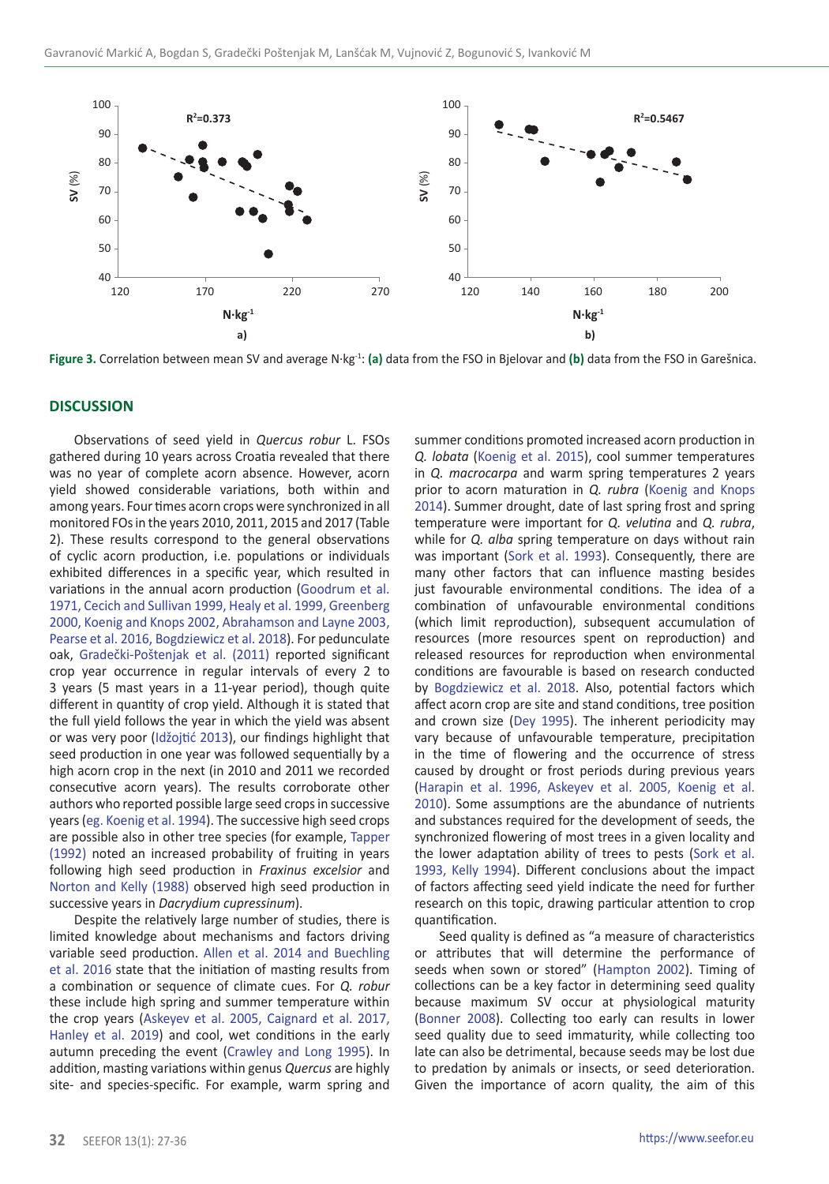Figure 3. Correlation between mean SV and average $N \cdot kg^{-1}$: (a) data from the FSO in Bjelovar and (b) data from the FSO in Garešnica.

## DISCUSSION

Observations of seed yield in *Quercus robur* L. FSOs gathered during 10 years across Croatia revealed that there was no year of complete acorn absence. However, acorn yield showed considerable variations, both within and among years. Four times acorn crops were synchronized in all monitored FOs in the years 2010, 2011, 2015 and 2017 (Table 2). These results correspond to the general observations of cyclic acorn production, i.e. populations or individuals exhibited differences in a specific year, which resulted in variations in the annual acorn production (Goodrum et al. 1971, Cecich and Sullivan 1999, Healy et al. 1999, Greenberg 2000, Koenig and Knops 2002, Abrahamson and Layne 2003, Pearse et al. 2016, Bogdziewicz et al. 2018). For pedunculate oak, Gradečki-Poštenjak et al. (2011) reported significant crop year occurrence in regular intervals of every 2 to 3 years (5 mast years in a 11-year period), though quite different in quantity of crop yield. Although it is stated that the full yield follows the year in which the yield was absent or was very poor (Idžojtić 2013), our findings highlight that seed production in one year was followed sequentially by a high acorn crop in the next (in 2010 and 2011 we recorded consecutive acorn years). The results corroborate other authors who reported possible large seed crops in successive years (eg. Koenig et al. 1994). The successive high seed crops are possible also in other tree species (for example, Tapper (1992) noted an increased probability of fruiting in years following high seed production in *Fraxinus excelsior* and Norton and Kelly (1988) observed high seed production in successive years in *Dacrydium cupressinum*).

Despite the relatively large number of studies, there is limited knowledge about mechanisms and factors driving variable seed production. Allen et al. 2014 and Buechling et al. 2016 state that the initiation of masting results from a combination or sequence of climate cues. For *Q. robur* these include high spring and summer temperature within the crop years (Askeyev et al. 2005, Caignard et al. 2017, Hanley et al. 2019) and cool, wet conditions in the early autumn preceding the event (Crawley and Long 1995). In addition, masting variations within genus *Quercus* are highly site- and species-specific. For example, warm spring and summer conditions promoted increased acorn production in *Q. lobata* (Koenig et al. 2015), cool summer temperatures in *Q. macrocarpa* and warm spring temperatures 2 years prior to acorn maturation in *Q. rubra* (Koenig and Knops 2014). Summer drought, date of last spring frost and spring temperature were important for *Q. velutina* and *Q. rubra*, while for *Q. alba* spring temperature on days without rain was important (Sork et al. 1993). Consequently, there are many other factors that can influence masting besides just favourable environmental conditions. The idea of a combination of unfavourable environmental conditions (which limit reproduction), subsequent accumulation of resources (more resources spent on reproduction) and released resources for reproduction when environmental conditions are favourable is based on research conducted by Bogdziewicz et al. 2018. Also, potential factors which affect acorn crop are site and stand conditions, tree position and crown size (Dey 1995). The inherent periodicity may vary because of unfavourable temperature, precipitation in the time of flowering and the occurrence of stress caused by drought or frost periods during previous years (Harapin et al. 1996, Askeyev et al. 2005, Koenig et al. 2010). Some assumptions are the abundance of nutrients and substances required for the development of seeds, the synchronized flowering of most trees in a given locality and the lower adaptation ability of trees to pests (Sork et al. 1993, Kelly 1994). Different conclusions about the impact of factors affecting seed yield indicate the need for further research on this topic, drawing particular attention to crop quantification.

Seed quality is defined as "a measure of characteristics or attributes that will determine the performance of seeds when sown or stored" (Hampton 2002). Timing of collections can be a key factor in determining seed quality because maximum SV occur at physiological maturity (Bonner 2008). Collecting too early can results in lower seed quality due to seed immaturity, while collecting too late can also be detrimental, because seeds may be lost due to predation by animals or insects, or seed deterioration. Given the importance of acorn quality, the aim of this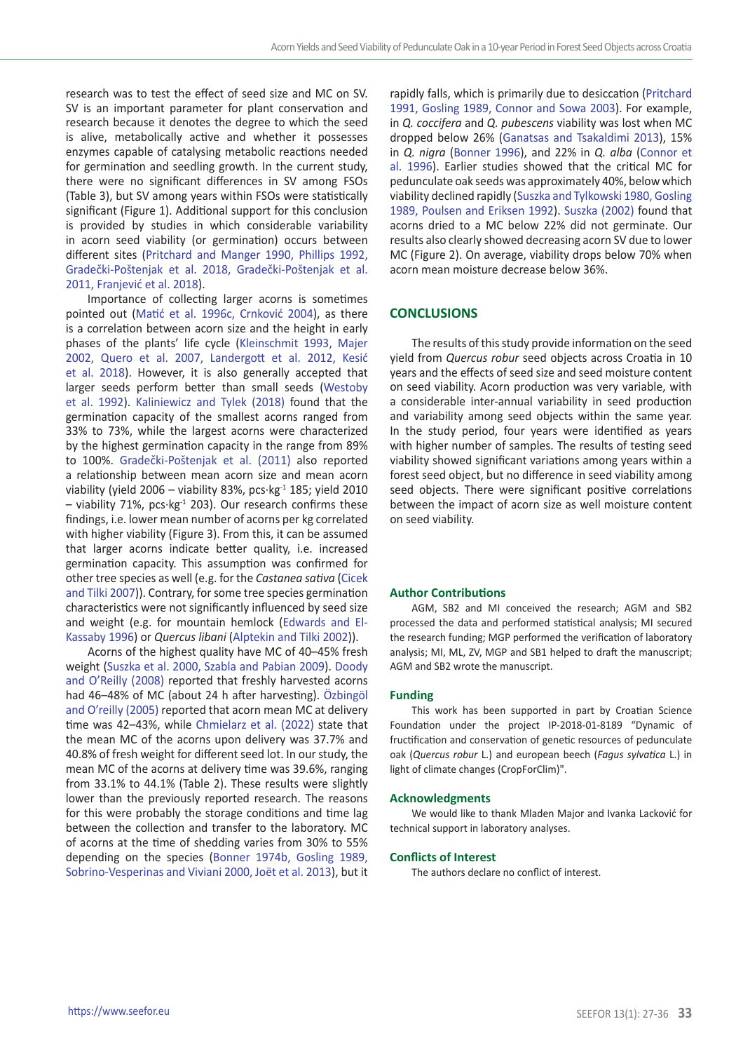research was to test the effect of seed size and MC on SV. SV is an important parameter for plant conservation and research because it denotes the degree to which the seed is alive, metabolically active and whether it possesses enzymes capable of catalysing metabolic reactions needed for germination and seedling growth. In the current study, there were no significant differences in SV among FSOs (Table 3), but SV among years within FSOs were statistically significant (Figure 1). Additional support for this conclusion is provided by studies in which considerable variability in acorn seed viability (or germination) occurs between different sites (Pritchard and Manger 1990, Phillips 1992, Gradečki-Poštenjak et al. 2018, Gradečki-Poštenjak et al. 2011, Franjević et al. 2018).

Importance of collecting larger acorns is sometimes pointed out (Matić et al. 1996c, Crnković 2004), as there is a correlation between acorn size and the height in early phases of the plants' life cycle (Kleinschmit 1993, Majer 2002, Quero et al. 2007, Landergott et al. 2012, Kesić et al. 2018). However, it is also generally accepted that larger seeds perform better than small seeds (Westoby et al. 1992). Kaliniewicz and Tylek (2018) found that the germination capacity of the smallest acorns ranged from 33% to 73%, while the largest acorns were characterized by the highest germination capacity in the range from 89% to 100%. Gradečki-Poštenjak et al. (2011) also reported a relationship between mean acorn size and mean acorn viability (yield 2006 – viability 83%, pcs·kg$^{-1}$ 185; yield 2010 – viability 71%, pcs·kg$^{-1}$ 203). Our research confirms these findings, i.e. lower mean number of acorns per kg correlated with higher viability (Figure 3). From this, it can be assumed that larger acorns indicate better quality, i.e. increased germination capacity. This assumption was confirmed for other tree species as well (e.g. for the *Castanea sativa* (Cicek and Tilki 2007)). Contrary, for some tree species germination characteristics were not significantly influenced by seed size and weight (e.g. for mountain hemlock (Edwards and El-Kassaby 1996) or *Quercus libani* (Alptekin and Tilki 2002)).

Acorns of the highest quality have MC of 40–45% fresh weight (Suszka et al. 2000, Szabla and Pabian 2009). Doody and O'Reilly (2008) reported that freshly harvested acorns had 46–48% of MC (about 24 h after harvesting). Özbingöl and O'reilly (2005) reported that acorn mean MC at delivery time was 42–43%, while Chmielarz et al. (2022) state that the mean MC of the acorns upon delivery was 37.7% and 40.8% of fresh weight for different seed lot. In our study, the mean MC of the acorns at delivery time was 39.6%, ranging from 33.1% to 44.1% (Table 2). These results were slightly lower than the previously reported research. The reasons for this were probably the storage conditions and time lag between the collection and transfer to the laboratory. MC of acorns at the time of shedding varies from 30% to 55% depending on the species (Bonner 1974b, Gosling 1989, Sobrino-Vesperinas and Viviani 2000, Joët et al. 2013), but it rapidly falls, which is primarily due to desiccation (Pritchard 1991, Gosling 1989, Connor and Sowa 2003). For example, in *Q. coccifera* and *Q. pubescens* viability was lost when MC dropped below 26% (Ganatsas and Tsakaldimi 2013), 15% in *Q. nigra* (Bonner 1996), and 22% in *Q. alba* (Connor et al. 1996). Earlier studies showed that the critical MC for pedunculate oak seeds was approximately 40%, below which viability declined rapidly (Suszka and Tylkowski 1980, Gosling 1989, Poulsen and Eriksen 1992). Suszka (2002) found that acorns dried to a MC below 22% did not germinate. Our results also clearly showed decreasing acorn SV due to lower MC (Figure 2). On average, viability drops below 70% when acorn mean moisture decrease below 36%.

## CONCLUSIONS

The results of this study provide information on the seed yield from *Quercus robur* seed objects across Croatia in 10 years and the effects of seed size and seed moisture content on seed viability. Acorn production was very variable, with a considerable inter-annual variability in seed production and variability among seed objects within the same year. In the study period, four years were identified as years with higher number of samples. The results of testing seed viability showed significant variations among years within a forest seed object, but no difference in seed viability among seed objects. There were significant positive correlations between the impact of acorn size as well moisture content on seed viability.

### Author Contributions

AGM, SB2 and MI conceived the research; AGM and SB2 processed the data and performed statistical analysis; MI secured the research funding; MGP performed the verification of laboratory analysis; MI, ML, ZV, MGP and SB1 helped to draft the manuscript; AGM and SB2 wrote the manuscript.

### Funding

This work has been supported in part by Croatian Science Foundation under the project IP-2018-01-8189 "Dynamic of fructification and conservation of genetic resources of pedunculate oak (*Quercus robur* L.) and european beech (*Fagus sylvatica* L.) in light of climate changes (CropForClim)".

### Acknowledgments

We would like to thank Mladen Major and Ivanka Lacković for technical support in laboratory analyses.

### Conflicts of Interest

The authors declare no conflict of interest.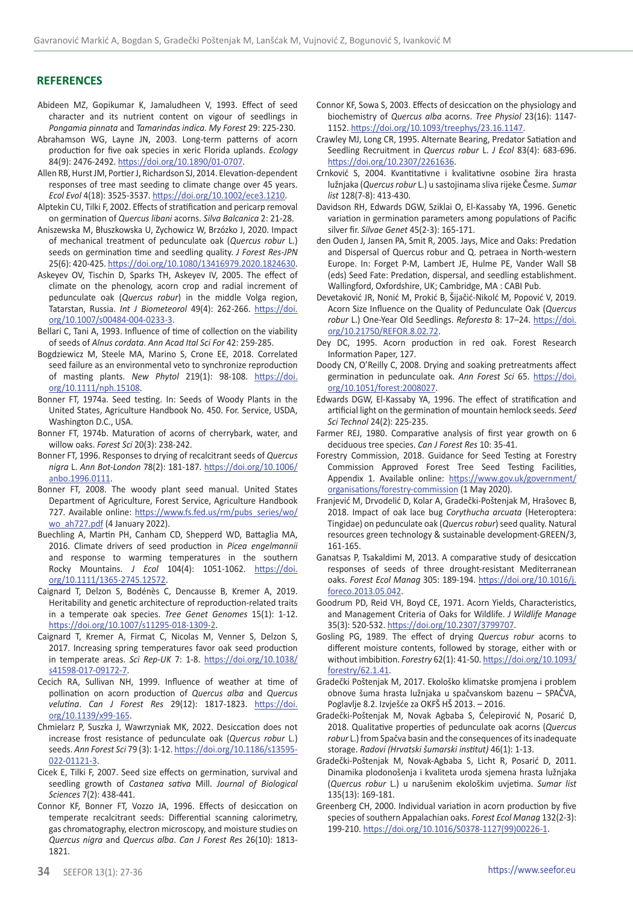## REFERENCES

Abideen MZ, Gopikumar K, Jamaludheen V, 1993. Effect of seed character and its nutrient content on vigour of seedlings in *Pongamia pinnata* and *Tamarindas indica*. *My Forest* 29: 225-230.

Abrahamson WG, Layne JN, 2003. Long-term patterns of acorn production for five oak species in xeric Florida uplands. *Ecology* 84(9): 2476-2492. https://doi.org/10.1890/01-0707.

Allen RB, Hurst JM, Portier J, Richardson SJ, 2014. Elevation-dependent responses of tree mast seeding to climate change over 45 years. *Ecol Evol* 4(18): 3525-3537. https://doi.org/10.1002/ece3.1210.

Alptekin CU, Tilki F, 2002. Effects of stratification and pericarp removal on germination of *Quercus libani* acorns. *Silva Balcanica* 2: 21-28.

Aniszewska M, Błuszkowska U, Zychowicz W, Brzózko J, 2020. Impact of mechanical treatment of pedunculate oak (*Quercus robur* L.) seeds on germination time and seedling quality. *J Forest Res-JPN* 25(6): 420-425. https://doi.org/10.1080/13416979.2020.1824630.

Askeyev OV, Tischin D, Sparks TH, Askeyev IV, 2005. The effect of climate on the phenology, acorn crop and radial increment of pedunculate oak (*Quercus robur*) in the middle Volga region, Tatarstan, Russia. *Int J Biometeorol* 49(4): 262-266. https://doi.org/10.1007/s00484-004-0233-3.

Bellari C, Tani A, 1993. Influence of time of collection on the viability of seeds of *Alnus cordata*. *Ann Acad Ital Sci For* 42: 259-285.

Bogdziewicz M, Steele MA, Marino S, Crone EE, 2018. Correlated seed failure as an environmental veto to synchronize reproduction of masting plants. *New Phytol* 219(1): 98-108. https://doi.org/10.1111/nph.15108.

Bonner FT, 1974a. Seed testing. In: Seeds of Woody Plants in the United States, Agriculture Handbook No. 450. For. Service, USDA, Washington D.C., USA.

Bonner FT, 1974b. Maturation of acorns of cherrybark, water, and willow oaks. *Forest Sci* 20(3): 238-242.

Bonner FT, 1996. Responses to drying of recalcitrant seeds of *Quercus nigra* L. *Ann Bot-London* 78(2): 181-187. https://doi.org/10.1006/anbo.1996.0111.

Bonner FT, 2008. The woody plant seed manual. United States Department of Agriculture, Forest Service, Agriculture Handbook 727. Available online: https://www.fs.fed.us/rm/pubs_series/wo/wo_ah727.pdf (4 January 2022).

Buechling A, Martin PH, Canham CD, Shepperd WD, Battaglia MA, 2016. Climate drivers of seed production in *Picea engelmannii* and response to warming temperatures in the southern Rocky Mountains. *J Ecol* 104(4): 1051-1062. https://doi.org/10.1111/1365-2745.12572.

Caignard T, Delzon S, Bodénès C, Dencausse B, Kremer A, 2019. Heritability and genetic architecture of reproduction-related traits in a temperate oak species. *Tree Genet Genomes* 15(1): 1-12. https://doi.org/10.1007/s11295-018-1309-2.

Caignard T, Kremer A, Firmat C, Nicolas M, Venner S, Delzon S, 2017. Increasing spring temperatures favor oak seed production in temperate areas. *Sci Rep-UK* 7: 1-8. https://doi.org/10.1038/s41598-017-09172-7.

Cecich RA, Sullivan NH, 1999. Influence of weather at time of pollination on acorn production of *Quercus alba* and *Quercus velutina*. *Can J Forest Res* 29(12): 1817-1823. https://doi.org/10.1139/x99-165.

Chmielarz P, Suszka J, Wawrzyniak MK, 2022. Desiccation does not increase frost resistance of pedunculate oak (*Quercus robur* L.) seeds. *Ann Forest Sci* 79 (3): 1-12. https://doi.org/10.1186/s13595-022-01121-3.

Cicek E, Tilki F, 2007. Seed size effects on germination, survival and seedling growth of *Castanea sativa* Mill. *Journal of Biological Sciences* 7(2): 438-441.

Connor KF, Bonner FT, Vozzo JA, 1996. Effects of desiccation on temperate recalcitrant seeds: Differential scanning calorimetry, gas chromatography, electron microscopy, and moisture studies on *Quercus nigra* and *Quercus alba*. *Can J Forest Res* 26(10): 1813-1821.

Connor KF, Sowa S, 2003. Effects of desiccation on the physiology and biochemistry of *Quercus alba* acorns. *Tree Physiol* 23(16): 1147-1152. https://doi.org/10.1093/treephys/23.16.1147.

Crawley MJ, Long CR, 1995. Alternate Bearing, Predator Satiation and Seedling Recruitment in *Quercus robur* L. *J Ecol* 83(4): 683-696. https://doi.org/10.2307/2261636.

Crnković S, 2004. Kvantitativne i kvalitativne osobine žira hrasta lužnjaka (*Quercus robur* L.) u sastojinama sliva rijeke Česme. *Sumar list* 128(7-8): 413-430.

Davidson RH, Edwards DGW, Sziklai O, El-Kassaby YA, 1996. Genetic variation in germination parameters among populations of Pacific silver fir. *Silvae Genet* 45(2-3): 165-171.

den Ouden J, Jansen PA, Smit R, 2005. Jays, Mice and Oaks: Predation and Dispersal of Quercus robur and Q. petraea in North-western Europe. In: Forget P-M, Lambert JE, Hulme PE, Vander Wall SB (eds) Seed Fate: Predation, dispersal, and seedling establishment. Wallingford, Oxfordshire, UK; Cambridge, MA : CABI Pub.

Devetaković JR, Nonić M, Prokić B, Šijačić-Nikolić M, Popović V, 2019. Acorn Size Influence on the Quality of Pedunculate Oak (*Quercus robur* L.) One-Year Old Seedlings. *Reforesta* 8: 17–24. https://doi.org/10.21750/REFOR.8.02.72.

Dey DC, 1995. Acorn production in red oak. Forest Research Information Paper, 127.

Doody CN, O'Reilly C, 2008. Drying and soaking pretreatments affect germination in pedunculate oak. *Ann Forest Sci* 65. https://doi.org/10.1051/forest:2008027.

Edwards DGW, El-Kassaby YA, 1996. The effect of stratification and artificial light on the germination of mountain hemlock seeds. *Seed Sci Technol* 24(2): 225-235.

Farmer REJ, 1980. Comparative analysis of first year growth on 6 deciduous tree species. *Can J Forest Res* 10: 35-41.

Forestry Commission, 2018. Guidance for Seed Testing at Forestry Commission Approved Forest Tree Seed Testing Facilities, Appendix 1. Available online: https://www.gov.uk/government/organisations/forestry-commission (1 May 2020).

Franjević M, Drvodelić D, Kolar A, Gradečki-Poštenjak M, Hrašovec B, 2018. Impact of oak lace bug *Corythucha arcuata* (Heteroptera: Tingidae) on pedunculate oak (*Quercus robur*) seed quality. Natural resources green technology & sustainable development-GREEN/3, 161-165.

Ganatsas P, Tsakaldimi M, 2013. A comparative study of desiccation responses of seeds of three drought-resistant Mediterranean oaks. *Forest Ecol Manag* 305: 189-194. https://doi.org/10.1016/j.foreco.2013.05.042.

Goodrum PD, Reid VH, Boyd CE, 1971. Acorn Yields, Characteristics, and Management Criteria of Oaks for Wildlife. *J Wildlife Manage* 35(3): 520-532. https://doi.org/10.2307/3799707.

Gosling PG, 1989. The effect of drying *Quercus robur* acorns to different moisture contents, followed by storage, either with or without imbibition. *Forestry* 62(1): 41-50. https://doi.org/10.1093/forestry/62.1.41.

Gradečki Poštenjak M, 2017. Ekološko klimatske promjena i problem obnove šuma hrasta lužnjaka u spačvanskom bazenu – SPAČVA, Poglavlje 8.2. Izvješće za OKFŠ HŠ 2013. – 2016.

Gradečki-Poštenjak M, Novak Agbaba S, Ćelepirović N, Posarić D, 2018. Qualitative properties of pedunculate oak acorns (*Quercus robur* L.) from Spačva basin and the consequences of its inadequate storage. *Radovi (Hrvatski šumarski institut)* 46(1): 1-13.

Gradečki-Poštenjak M, Novak-Agbaba S, Licht R, Posarić D, 2011. Dinamika plodonošenja i kvaliteta uroda sjemena hrasta lužnjaka (*Quercus robur* L.) u narušenim ekološkim uvjetima. *Sumar list* 135(13): 169-181.

Greenberg CH, 2000. Individual variation in acorn production by five species of southern Appalachian oaks. *Forest Ecol Manag* 132(2-3): 199-210. https://doi.org/10.1016/S0378-1127(99)00226-1.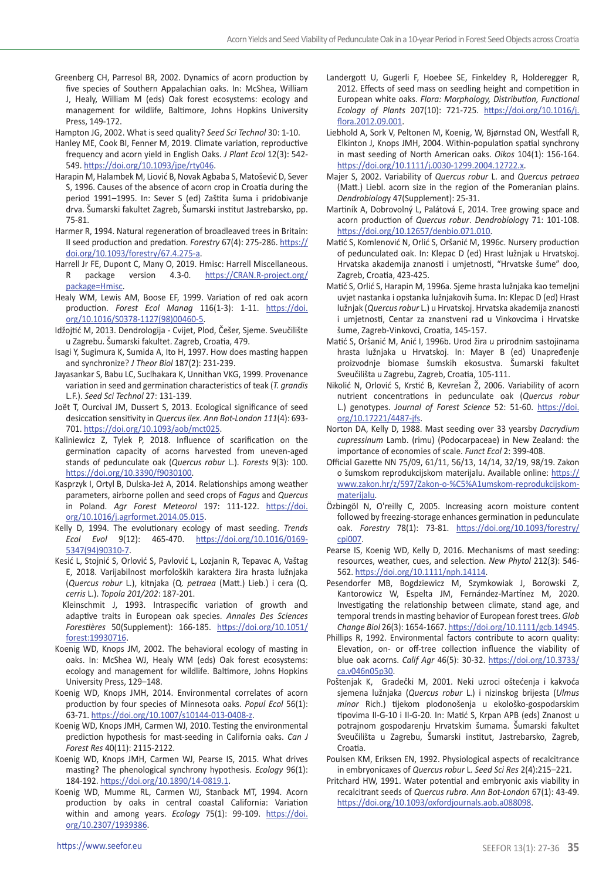Greenberg CH, Parresol BR, 2002. Dynamics of acorn production by five species of Southern Appalachian oaks. In: McShea, William J, Healy, William M (eds) Oak forest ecosystems: ecology and management for wildlife, Baltimore, Johns Hopkins University Press, 149-172.

Hampton JG, 2002. What is seed quality? *Seed Sci Technol* 30: 1-10.

Hanley ME, Cook BI, Fenner M, 2019. Climate variation, reproductive frequency and acorn yield in English Oaks. *J Plant Ecol* 12(3): 542-549. https://doi.org/10.1093/jpe/rty046.

Harapin M, Halambek M, Lioviċ B, Novak Agbaba S, Matošević D, Sever S, 1996. Causes of the absence of acorn crop in Croatia during the period 1991–1995. In: Sever S (ed) Zaštita šuma i pridobivanje drva. Šumarski fakultet Zagreb, Šumarski institut Jastrebarsko, pp. 75-81.

Harmer R, 1994. Natural regeneration of broadleaved trees in Britain: II seed production and predation. *Forestry* 67(4): 275-286. https://doi.org/10.1093/forestry/67.4.275-a.

Harrell Jr FE, Dupont C, Many O, 2019. Hmisc: Harrell Miscellaneous. R package version 4.3-0. https://CRAN.R-project.org/package=Hmisc.

Healy WM, Lewis AM, Boose EF, 1999. Variation of red oak acorn production. *Forest Ecol Manag* 116(1-3): 1-11. https://doi.org/10.1016/S0378-1127(98)00460-5.

Idžojtić M, 2013. Dendrologija - Cvijet, Plod, Češer, Sjeme. Sveučilište u Zagrebu. Šumarski fakultet. Zagreb, Croatia, 479.

Isagi Y, Sugimura K, Sumida A, Ito H, 1997. How does masting happen and synchronize? *J Theor Biol* 187(2): 231-239.

Jayasankar S, Babu LC, Suclhakara K, Unnithan VKG, 1999. Provenance variation in seed and germination characteristics of teak (*T. grandis* L.F.). *Seed Sci Technol* 27: 131-139.

Joët T, Ourcival JM, Dussert S, 2013. Ecological significance of seed desiccation sensitivity in *Quercus ilex*. *Ann Bot-London 111*(4): 693-701. https://doi.org/10.1093/aob/mct025.

Kaliniewicz Z, Tylek P, 2018. Influence of scarification on the germination capacity of acorns harvested from uneven-aged stands of pedunculate oak (*Quercus robur* L.). *Forests* 9(3): 100. https://doi.org/10.3390/f9030100.

Kasprzyk I, Ortyl B, Dulska-Jeż A, 2014. Relationships among weather parameters, airborne pollen and seed crops of *Fagus* and *Quercus* in Poland. *Agr Forest Meteorol* 197: 111-122. https://doi.org/10.1016/j.agrformet.2014.05.015.

Kelly D, 1994. The evolutionary ecology of mast seeding. *Trends Ecol Evol* 9(12): 465-470. https://doi.org/10.1016/0169-5347(94)90310-7.

Kesić L, Stojnić S, Orlović S, Pavlović L, Lozjanin R, Tepavac A, Vaštag E, 2018. Varijabilnost morfoloških karaktera žira hrasta lužnjaka (*Quercus robur* L.), kitnjaka (Q. *petraea* (Matt.) Lieb.) i cera (Q. *cerris* L.). *Topola 201/202*: 187-201.

Kleinschmit J, 1993. Intraspecific variation of growth and adaptive traits in European oak species. *Annales Des Sciences Forestières* 50(Supplement): 166-185. https://doi.org/10.1051/forest:19930716.

Koenig WD, Knops JM, 2002. The behavioral ecology of masting in oaks. In: McShea WJ, Healy WM (eds) Oak forest ecosystems: ecology and management for wildlife. Baltimore, Johns Hopkins University Press, 129–148.

Koenig WD, Knops JMH, 2014. Environmental correlates of acorn production by four species of Minnesota oaks. *Popul Ecol* 56(1): 63-71. https://doi.org/10.1007/s10144-013-0408-z.

Koenig WD, Knops JMH, Carmen WJ, 2010. Testing the environmental prediction hypothesis for mast-seeding in California oaks. *Can J Forest Res* 40(11): 2115-2122.

Koenig WD, Knops JMH, Carmen WJ, Pearse IS, 2015. What drives masting? The phenological synchrony hypothesis. *Ecology* 96(1): 184-192. https://doi.org/10.1890/14-0819.1.

Koenig WD, Mumme RL, Carmen WJ, Stanback MT, 1994. Acorn production by oaks in central coastal California: Variation within and among years. *Ecology* 75(1): 99-109. https://doi.org/10.2307/1939386.

Landergott U, Gugerli F, Hoebee SE, Finkeldey R, Holderegger R, 2012. Effects of seed mass on seedling height and competition in European white oaks. *Flora: Morphology, Distribution, Functional Ecology of Plants* 207(10): 721-725. https://doi.org/10.1016/j.flora.2012.09.001.

Liebhold A, Sork V, Peltonen M, Koenig, W, Bjørnstad ON, Westfall R, Elkinton J, Knops JMH, 2004. Within-population spatial synchrony in mast seeding of North American oaks. *Oikos* 104(1): 156-164. https://doi.org/10.1111/j.0030-1299.2004.12722.x.

Majer S, 2002. Variability of *Quercus robur* L. and *Quercus petraea* (Matt.) Liebl. acorn size in the region of the Pomeranian plains. *Dendrobiology* 47(Supplement): 25-31.

Martiník A, Dobrovolný L, Palátová E, 2014. Tree growing space and acorn production of *Quercus robur*. *Dendrobiology* 71: 101-108. https://doi.org/10.12657/denbio.071.010.

Matić S, Komlenović N, Orlić S, Oršanić M, 1996c. Nursery production of pedunculated oak. In: Klepac D (ed) Hrast lužnjak u Hrvatskoj. Hrvatska akademija znanosti i umjetnosti, "Hrvatske šume" doo, Zagreb, Croatia, 423-425.

Matić S, Orlić S, Harapin M, 1996a. Sjeme hrasta lužnjaka kao temeljni uvjet nastanka i opstanka lužnjakovih šuma. In: Klepac D (ed) Hrast lužnjak (*Quercus robur* L.) u Hrvatskoj. Hrvatska akademija znanosti i umjetnosti, Centar za znanstveni rad u Vinkovcima i Hrvatske šume, Zagreb-Vinkovci, Croatia, 145-157.

Matić S, Oršanić M, Anić I, 1996b. Urod žira u prirodnim sastojinama hrasta lužnjaka u Hrvatskoj. In: Mayer B (ed) Unapređenje proizvodnje biomase šumskih ekosustva. Šumarski fakultet Sveučilišta u Zagrebu, Zagreb, Croatia, 105-111.

Nikolić N, Orlović S, Krstić B, Kevrešan Ž, 2006. Variability of acorn nutrient concentrations in pedunculate oak (*Quercus robur* L.) genotypes. *Journal of Forest Science* 52: 51-60. https://doi.org/10.17221/4487-jfs.

Norton DA, Kelly D, 1988. Mast seeding over 33 yearsby *Dacrydium cupressinum* Lamb. (rimu) (Podocarpaceae) in New Zealand: the importance of economies of scale. *Funct Ecol* 2: 399-408.

Official Gazette NN 75/09, 61/11, 56/13, 14/14, 32/19, 98/19. Zakon o šumskom reprodukcijskom materijalu. Available online: https://www.zakon.hr/z/597/Zakon-o-%C5%A1umskom-reprodukcijskom-materijalu.

Özbingöl N, O'reilly C, 2005. Increasing acorn moisture content followed by freezing-storage enhances germination in pedunculate oak. *Forestry* 78(1): 73-81. https://doi.org/10.1093/forestry/cpi007.

Pearse IS, Koenig WD, Kelly D, 2016. Mechanisms of mast seeding: resources, weather, cues, and selection. *New Phytol* 212(3): 546-562. https://doi.org/10.1111/nph.14114.

Pesendorfer MB, Bogdziewicz M, Szymkowiak J, Borowski Z, Kantorowicz W, Espelta JM, Fernández-Martínez M, 2020. Investigating the relationship between climate, stand age, and temporal trends in masting behavior of European forest trees. *Glob Change Biol* 26(3): 1654-1667. https://doi.org/10.1111/gcb.14945.

Phillips R, 1992. Environmental factors contribute to acorn quality: Elevation, on- or off-tree collection influence the viability of blue oak acorns. *Calif Agr* 46(5): 30-32. https://doi.org/10.3733/ca.v046n05p30.

Poštenjak K, Gradečki M, 2001. Neki uzroci oštećenja i kakvoća sjemena lužnjaka (*Quercus robur* L.) i nizinskog brijesta (*Ulmus minor* Rich.) tijekom plodonošenja u ekološko-gospodarskim tipovima II-G-10 i II-G-20. In: Matić S, Krpan APB (eds) Znanost u potrajnom gospodarenju Hrvatskim šumama. Šumarski fakultet Sveučilišta u Zagrebu, Šumarski institut, Jastrebarsko, Zagreb, Croatia.

Poulsen KM, Eriksen EN, 1992. Physiological aspects of recalcitrance in embryonicaxes of *Quercus robur* L. *Seed Sci Res* 2(4):215–221.

Pritchard HW, 1991. Water potential and embryonic axis viability in recalcitrant seeds of *Quercus rubra*. *Ann Bot-London* 67(1): 43-49. https://doi.org/10.1093/oxfordjournals.aob.a088098.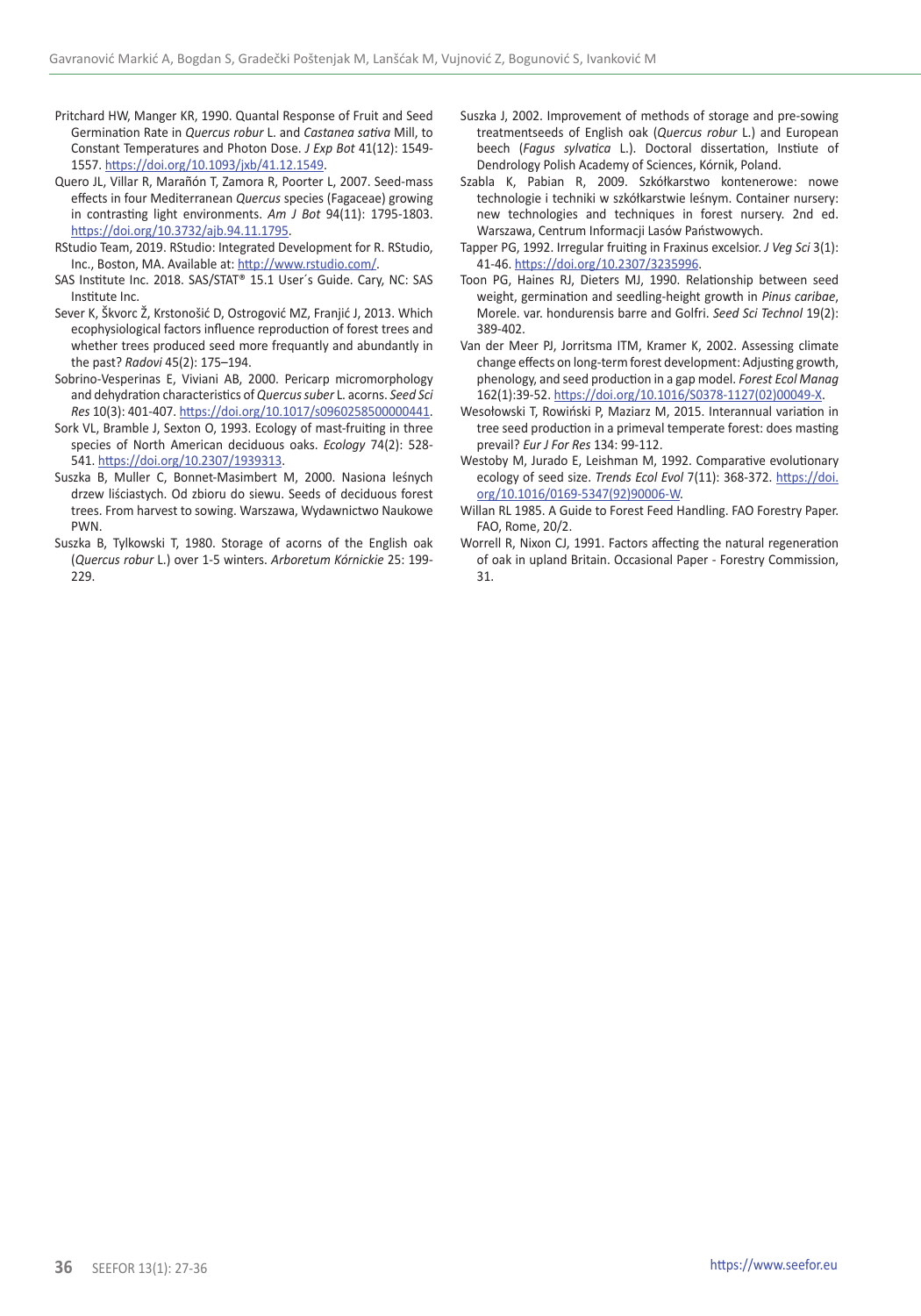Pritchard HW, Manger KR, 1990. Quantal Response of Fruit and Seed Germination Rate in *Quercus robur* L. and *Castanea sativa* Mill, to Constant Temperatures and Photon Dose. *J Exp Bot* 41(12): 1549-1557. https://doi.org/10.1093/jxb/41.12.1549.

Quero JL, Villar R, Marañón T, Zamora R, Poorter L, 2007. Seed-mass effects in four Mediterranean *Quercus* species (Fagaceae) growing in contrasting light environments. *Am J Bot* 94(11): 1795-1803. https://doi.org/10.3732/ajb.94.11.1795.

RStudio Team, 2019. RStudio: Integrated Development for R. RStudio, Inc., Boston, MA. Available at: http://www.rstudio.com/.

SAS Institute Inc. 2018. SAS/STAT® 15.1 User´s Guide. Cary, NC: SAS Institute Inc.

Sever K, Škvorc Ž, Krstonošić D, Ostrogović MZ, Franjić J, 2013. Which ecophysiological factors influence reproduction of forest trees and whether trees produced seed more frequantly and abundantly in the past? *Radovi* 45(2): 175–194.

Sobrino-Vesperinas E, Viviani AB, 2000. Pericarp micromorphology and dehydration characteristics of *Quercus suber* L. acorns. *Seed Sci Res* 10(3): 401-407. https://doi.org/10.1017/s0960258500000441.

Sork VL, Bramble J, Sexton O, 1993. Ecology of mast-fruiting in three species of North American deciduous oaks. *Ecology* 74(2): 528-541. https://doi.org/10.2307/1939313.

Suszka B, Muller C, Bonnet-Masimbert M, 2000. Nasiona leśnych drzew liściastych. Od zbioru do siewu. Seeds of deciduous forest trees. From harvest to sowing. Warszawa, Wydawnictwo Naukowe PWN.

Suszka B, Tylkowski T, 1980. Storage of acorns of the English oak (*Quercus robur* L.) over 1-5 winters. *Arboretum Kórnickie* 25: 199-229.

Suszka J, 2002. Improvement of methods of storage and pre-sowing treatmentseeds of English oak (*Quercus robur* L.) and European beech (*Fagus sylvatica* L.). Doctoral dissertation, Institute of Dendrology Polish Academy of Sciences, Kórnik, Poland.

Szabla K, Pabian R, 2009. Szkółkarstwo kontenerowe: nowe technologie i techniki w szkółkarstwie leśnym. Container nursery: new technologies and techniques in forest nursery. 2nd ed. Warszawa, Centrum Informacji Lasów Państwowych.

Tapper PG, 1992. Irregular fruiting in Fraxinus excelsior. *J Veg Sci* 3(1): 41-46. https://doi.org/10.2307/3235996.

Toon PG, Haines RJ, Dieters MJ, 1990. Relationship between seed weight, germination and seedling-height growth in *Pinus caribae*, Morele. var. hondurensis barre and Golfri. *Seed Sci Technol* 19(2): 389-402.

Van der Meer PJ, Jorritsma ITM, Kramer K, 2002. Assessing climate change effects on long-term forest development: Adjusting growth, phenology, and seed production in a gap model. *Forest Ecol Manag* 162(1):39-52. https://doi.org/10.1016/S0378-1127(02)00049-X.

Wesołowski T, Rowiński P, Maziarz M, 2015. Interannual variation in tree seed production in a primeval temperate forest: does masting prevail? *Eur J For Res* 134: 99-112.

Westoby M, Jurado E, Leishman M, 1992. Comparative evolutionary ecology of seed size. *Trends Ecol Evol* 7(11): 368-372. https://doi.org/10.1016/0169-5347(92)90006-W.

Willan RL 1985. A Guide to Forest Feed Handling. FAO Forestry Paper. FAO, Rome, 20/2.

Worrell R, Nixon CJ, 1991. Factors affecting the natural regeneration of oak in upland Britain. Occasional Paper - Forestry Commission, 31.